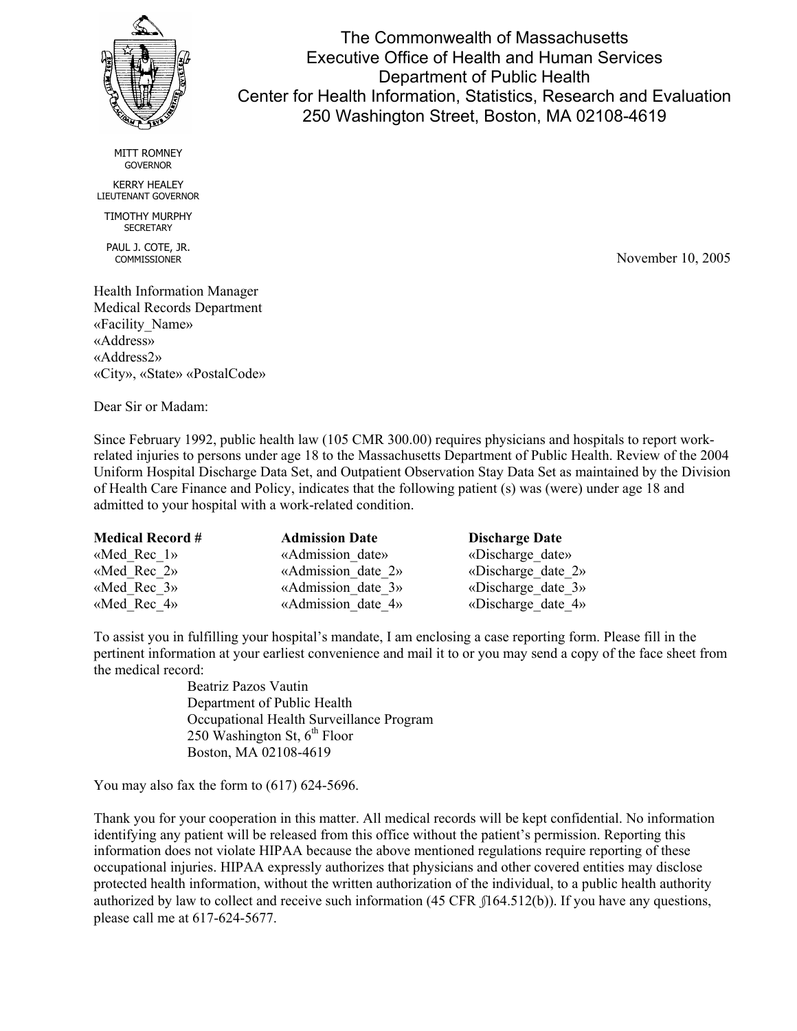The Commonwealth of Massachusetts
Executive Office of Health and Human Services
Department of Public Health
Center for Health Information, Statistics, Research and Evaluation
250 Washington Street, Boston, MA 02108-4619

MITT ROMNEY
GOVERNOR

KERRY HEALEY
LIEUTENANT GOVERNOR

TIMOTHY MURPHY
SECRETARY

PAUL J. COTE, JR.
COMMISSIONER

November 10, 2005

Health Information Manager
Medical Records Department
«Facility_Name»
«Address»
«Address2»
«City», «State» «PostalCode»

Dear Sir or Madam:

Since February 1992, public health law (105 CMR 300.00) requires physicians and hospitals to report work-related injuries to persons under age 18 to the Massachusetts Department of Public Health. Review of the 2004 Uniform Hospital Discharge Data Set, and Outpatient Observation Stay Data Set as maintained by the Division of Health Care Finance and Policy, indicates that the following patient (s) was (were) under age 18 and admitted to your hospital with a work-related condition.

| **Medical Record #** | **Admission Date** | **Discharge Date** |
|---|---|---|
| «Med_Rec_1» | «Admission_date» | «Discharge_date» |
| «Med_Rec_2» | «Admission_date_2» | «Discharge_date_2» |
| «Med_Rec_3» | «Admission_date_3» | «Discharge_date_3» |
| «Med_Rec_4» | «Admission_date_4» | «Discharge_date_4» |

To assist you in fulfilling your hospital's mandate, I am enclosing a case reporting form. Please fill in the pertinent information at your earliest convenience and mail it to or you may send a copy of the face sheet from the medical record:

> Beatriz Pazos Vautin
> Department of Public Health
> Occupational Health Surveillance Program
> 250 Washington St, 6th Floor
> Boston, MA 02108-4619

You may also fax the form to (617) 624-5696.

Thank you for your cooperation in this matter. All medical records will be kept confidential. No information identifying any patient will be released from this office without the patient's permission. Reporting this information does not violate HIPAA because the above mentioned regulations require reporting of these occupational injuries. HIPAA expressly authorizes that physicians and other covered entities may disclose protected health information, without the written authorization of the individual, to a public health authority authorized by law to collect and receive such information (45 CFR §164.512(b)). If you have any questions, please call me at 617-624-5677.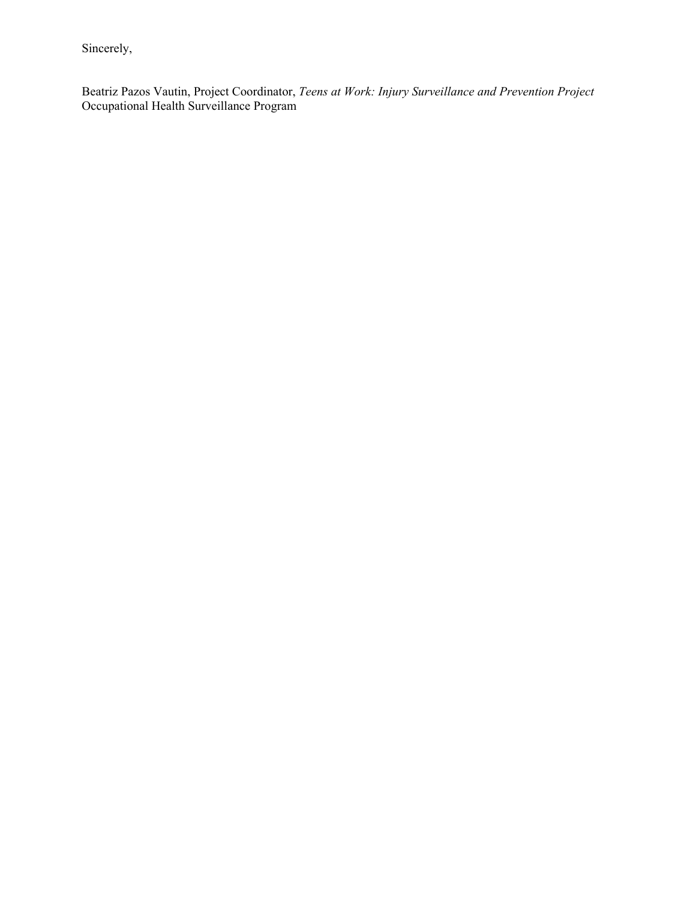Sincerely,

Beatriz Pazos Vautin, Project Coordinator, *Teens at Work: Injury Surveillance and Prevention Project*
Occupational Health Surveillance Program